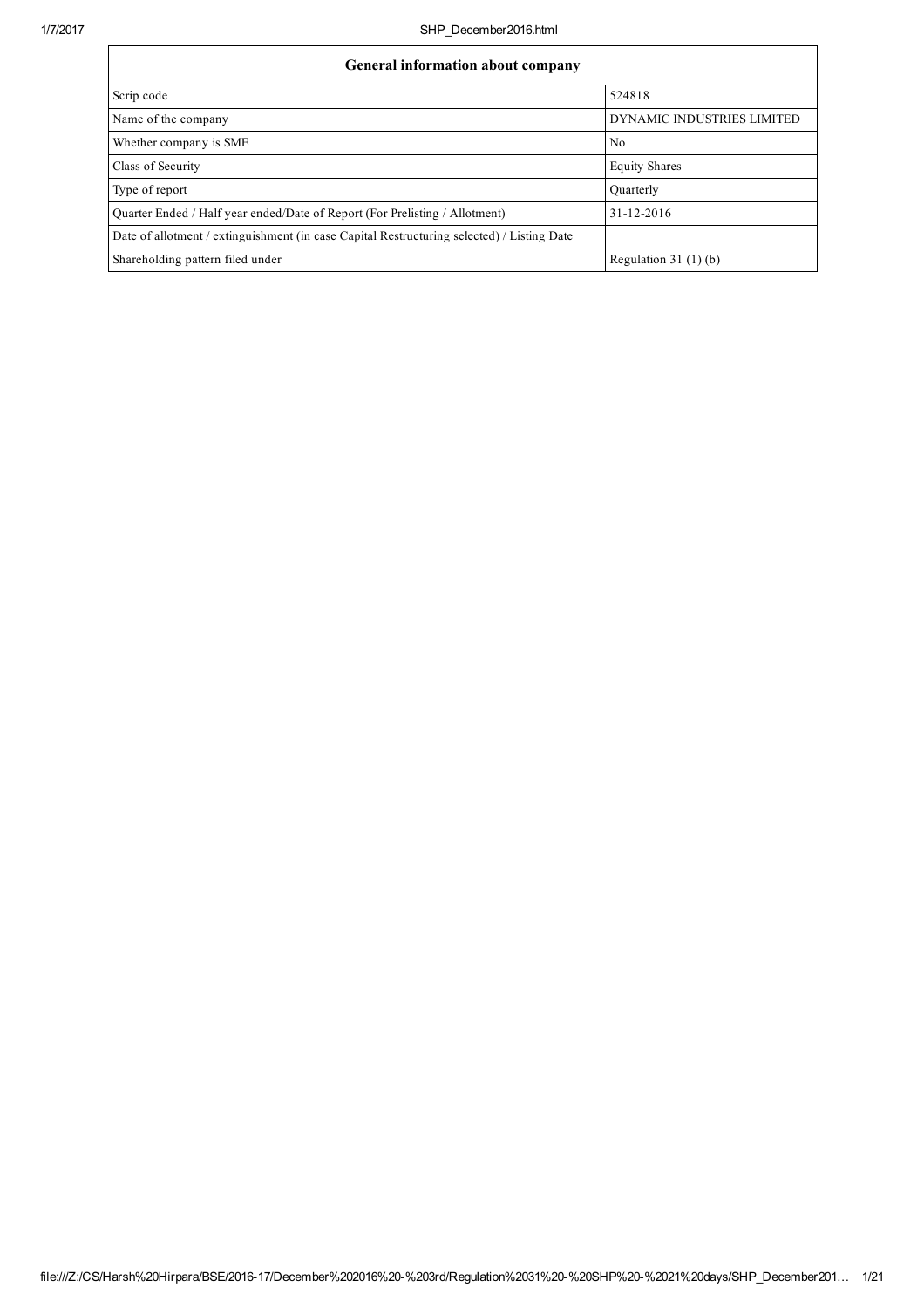| General information about company | |
| --- | --- |
| Scrip code | 524818 |
| Name of the company | DYNAMIC INDUSTRIES LIMITED |
| Whether company is SME | No |
| Class of Security | Equity Shares |
| Type of report | Quarterly |
| Quarter Ended / Half year ended/Date of Report (For Prelisting / Allotment) | 31-12-2016 |
| Date of allotment / extinguishment (in case Capital Restructuring selected) / Listing Date | |
| Shareholding pattern filed under | Regulation 31 (1) (b) |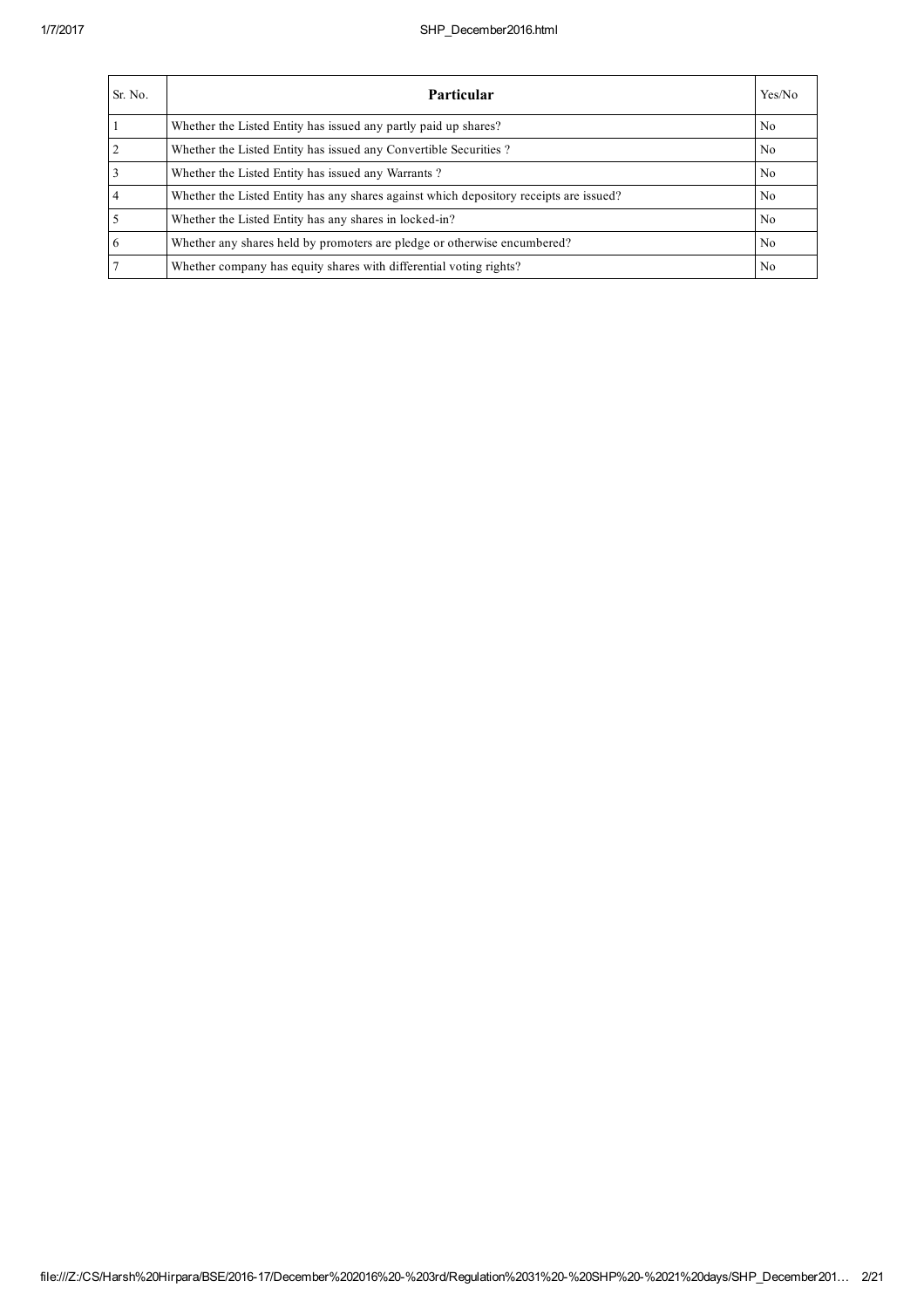| Sr. No. | **Particular** | Yes/No |
|---|---|---|
| 1 | Whether the Listed Entity has issued any partly paid up shares? | No |
| 2 | Whether the Listed Entity has issued any Convertible Securities ? | No |
| 3 | Whether the Listed Entity has issued any Warrants ? | No |
| 4 | Whether the Listed Entity has any shares against which depository receipts are issued? | No |
| 5 | Whether the Listed Entity has any shares in locked-in? | No |
| 6 | Whether any shares held by promoters are pledge or otherwise encumbered? | No |
| 7 | Whether company has equity shares with differential voting rights? | No |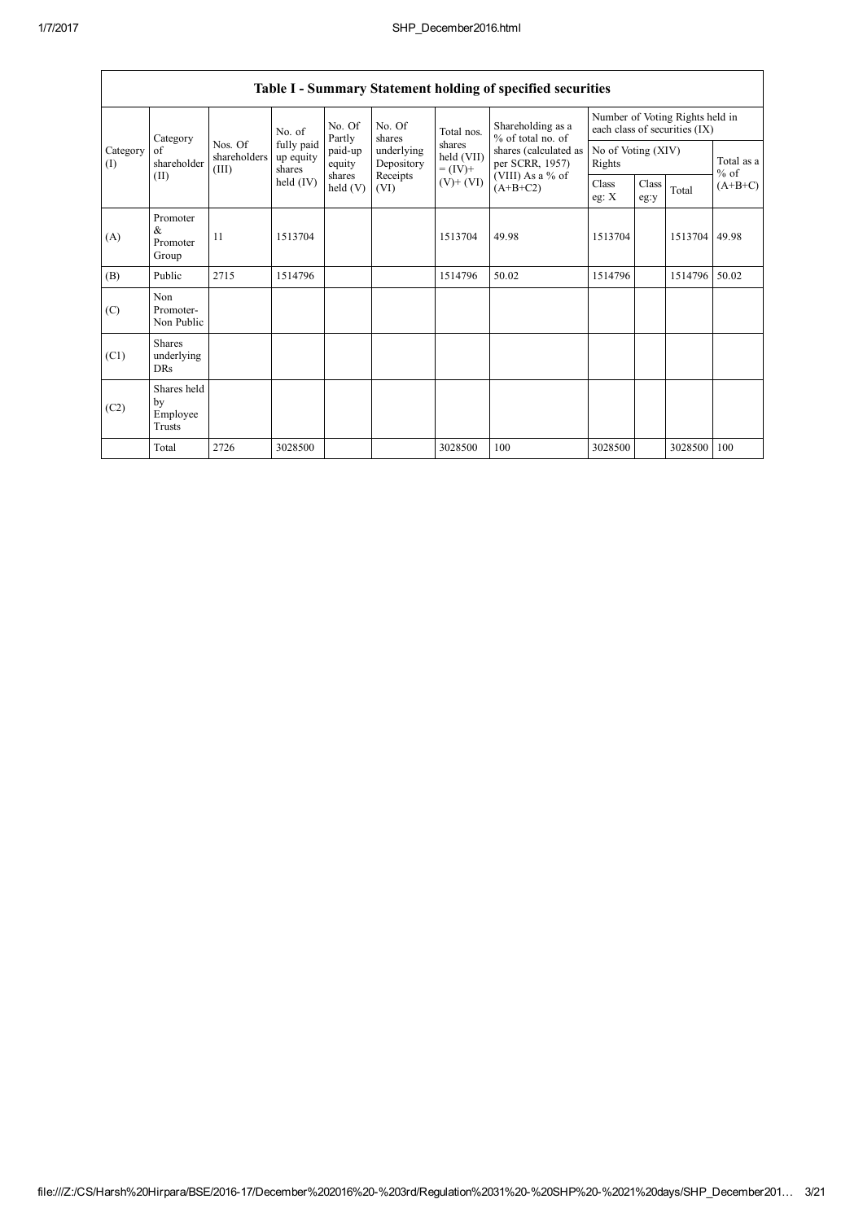## Table I - Summary Statement holding of specified securities

| Category (I) | Category of shareholder (II) | Nos. Of shareholders (III) | No. of fully paid up equity shares held (IV) | No. Of Partly paid-up equity shares held (V) | No. Of shares underlying Depository Receipts (VI) | Total nos. shares held (VII) = (IV)+ (V)+ (VI) | Shareholding as a % of total no. of shares (calculated as per SCRR, 1957) (VIII) As a % of (A+B+C2) | Number of Voting Rights held in each class of securities (IX) | | | |
|---|---|---|---|---|---|---|---|---|---|---|---|
| | | | | | | | | No of Voting (XIV) Rights | | | Total as a % of (A+B+C) |
| | | | | | | | | Class eg: X | Class eg:y | Total | |
| (A) | Promoter & Promoter Group | 11 | 1513704 | | | 1513704 | 49.98 | 1513704 | | 1513704 | 49.98 |
| (B) | Public | 2715 | 1514796 | | | 1514796 | 50.02 | 1514796 | | 1514796 | 50.02 |
| (C) | Non Promoter- Non Public | | | | | | | | | | |
| (C1) | Shares underlying DRs | | | | | | | | | | |
| (C2) | Shares held by Employee Trusts | | | | | | | | | | |
| | Total | 2726 | 3028500 | | | 3028500 | 100 | 3028500 | | 3028500 | 100 |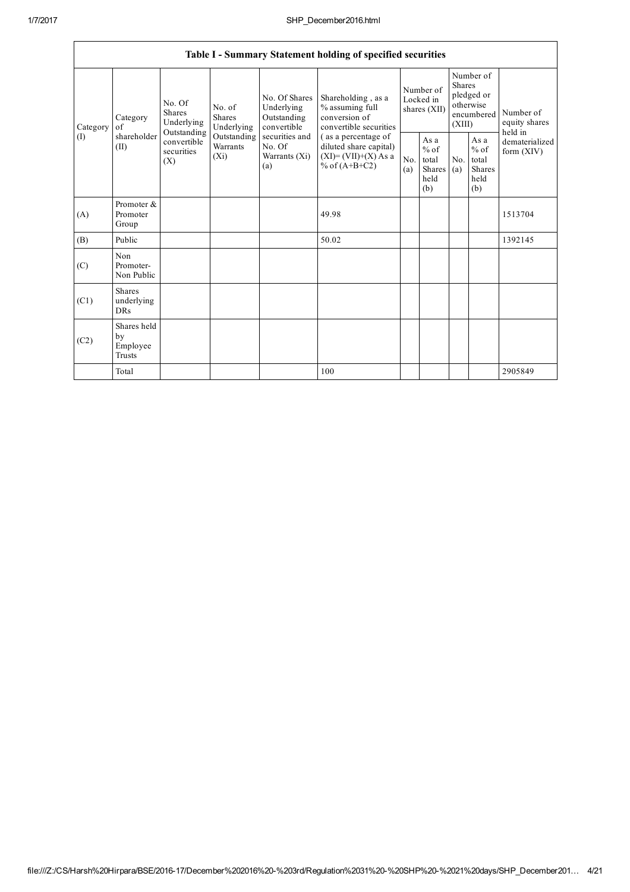## Table I - Summary Statement holding of specified securities

| Category (I) | Category of shareholder (II) | No. Of Shares Underlying Outstanding convertible securities (X) | No. of Shares Underlying Outstanding Warrants (Xi) | No. Of Shares Underlying Outstanding convertible securities and No. Of Warrants (Xi) (a) | Shareholding , as a % assuming full conversion of convertible securities ( as a percentage of diluted share capital) (XI)= (VII)+(X) As a % of (A+B+C2) | Number of Locked in shares (XII) | | Number of Shares pledged or otherwise encumbered (XIII) | | Number of equity shares held in dematerialized form (XIV) |
|---|---|---|---|---|---|---|---|---|---|---|
| | | | | | | No. (a) | As a % of total Shares held (b) | No. (a) | As a % of total Shares held (b) | |
| (A) | Promoter & Promoter Group | | | | 49.98 | | | | | 1513704 |
| (B) | Public | | | | 50.02 | | | | | 1392145 |
| (C) | Non Promoter- Non Public | | | | | | | | | |
| (C1) | Shares underlying DRs | | | | | | | | | |
| (C2) | Shares held by Employee Trusts | | | | | | | | | |
| | Total | | | | 100 | | | | | 2905849 |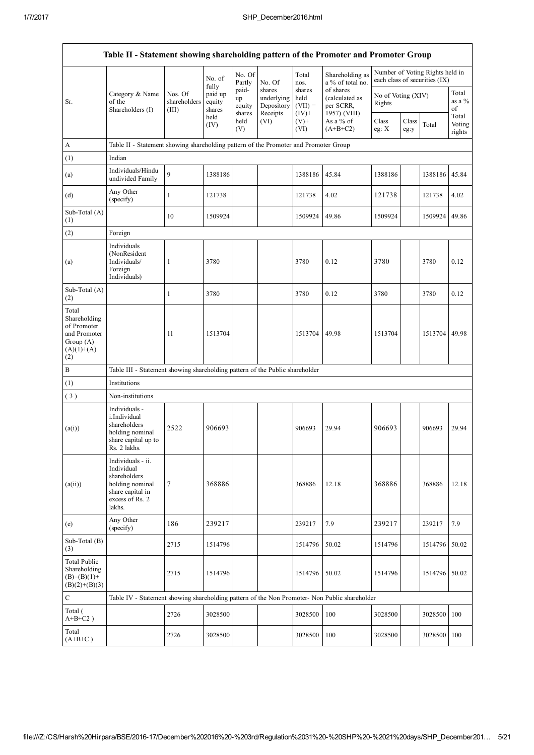| Table II - Statement showing shareholding pattern of the Promoter and Promoter Group | | | | | | | | | | | | |
|---|---|---|---|---|---|---|---|---|---|---|---|---|
| Sr. | Category & Name of the Shareholders (I) | Nos. Of shareholders (III) | No. of fully paid up equity shares held (IV) | No. Of Partly paid-up equity shares held (V) | No. Of shares underlying Depository Receipts (VI) | Total nos. shares held (VII) = (IV)+ (V)+ (VI) | Shareholding as a % of total no. of shares (calculated as per SCRR, 1957) (VIII) As a % of (A+B+C2) | Number of Voting Rights held in each class of securities (IX) | | | |
| | | | | | | | | No of Voting (XIV) Rights | | | Total as a % of Total Voting rights |
| | | | | | | | | Class eg: X | Class eg:y | Total | |
| A | Table II - Statement showing shareholding pattern of the Promoter and Promoter Group | | | | | | | | | | |
| (1) | Indian | | | | | | | | | | |
| (a) | Individuals/Hindu undivided Family | 9 | 1388186 | | | 1388186 | 45.84 | 1388186 | | 1388186 | 45.84 |
| (d) | Any Other (specify) | 1 | 121738 | | | 121738 | 4.02 | 121738 | | 121738 | 4.02 |
| Sub-Total (A) (1) | | 10 | 1509924 | | | 1509924 | 49.86 | 1509924 | | 1509924 | 49.86 |
| (2) | Foreign | | | | | | | | | | |
| (a) | Individuals (NonResident Individuals/ Foreign Individuals) | 1 | 3780 | | | 3780 | 0.12 | 3780 | | 3780 | 0.12 |
| Sub-Total (A) (2) | | 1 | 3780 | | | 3780 | 0.12 | 3780 | | 3780 | 0.12 |
| Total Shareholding of Promoter and Promoter Group (A)= (A)(1)+(A)(2) | | 11 | 1513704 | | | 1513704 | 49.98 | 1513704 | | 1513704 | 49.98 |
| B | Table III - Statement showing shareholding pattern of the Public shareholder | | | | | | | | | | |
| (1) | Institutions | | | | | | | | | | |
| (3) | Non-institutions | | | | | | | | | | |
| (a(i)) | Individuals - i.Individual shareholders holding nominal share capital up to Rs. 2 lakhs. | 2522 | 906693 | | | 906693 | 29.94 | 906693 | | 906693 | 29.94 |
| (a(ii)) | Individuals - ii. Individual shareholders holding nominal share capital in excess of Rs. 2 lakhs. | 7 | 368886 | | | 368886 | 12.18 | 368886 | | 368886 | 12.18 |
| (e) | Any Other (specify) | 186 | 239217 | | | 239217 | 7.9 | 239217 | | 239217 | 7.9 |
| Sub-Total (B) (3) | | 2715 | 1514796 | | | 1514796 | 50.02 | 1514796 | | 1514796 | 50.02 |
| Total Public Shareholding (B)=(B)(1)+(B)(2)+(B)(3) | | 2715 | 1514796 | | | 1514796 | 50.02 | 1514796 | | 1514796 | 50.02 |
| C | Table IV - Statement showing shareholding pattern of the Non Promoter- Non Public shareholder | | | | | | | | | | |
| Total ( A+B+C2 ) | | 2726 | 3028500 | | | 3028500 | 100 | 3028500 | | 3028500 | 100 |
| Total (A+B+C ) | | 2726 | 3028500 | | | 3028500 | 100 | 3028500 | | 3028500 | 100 |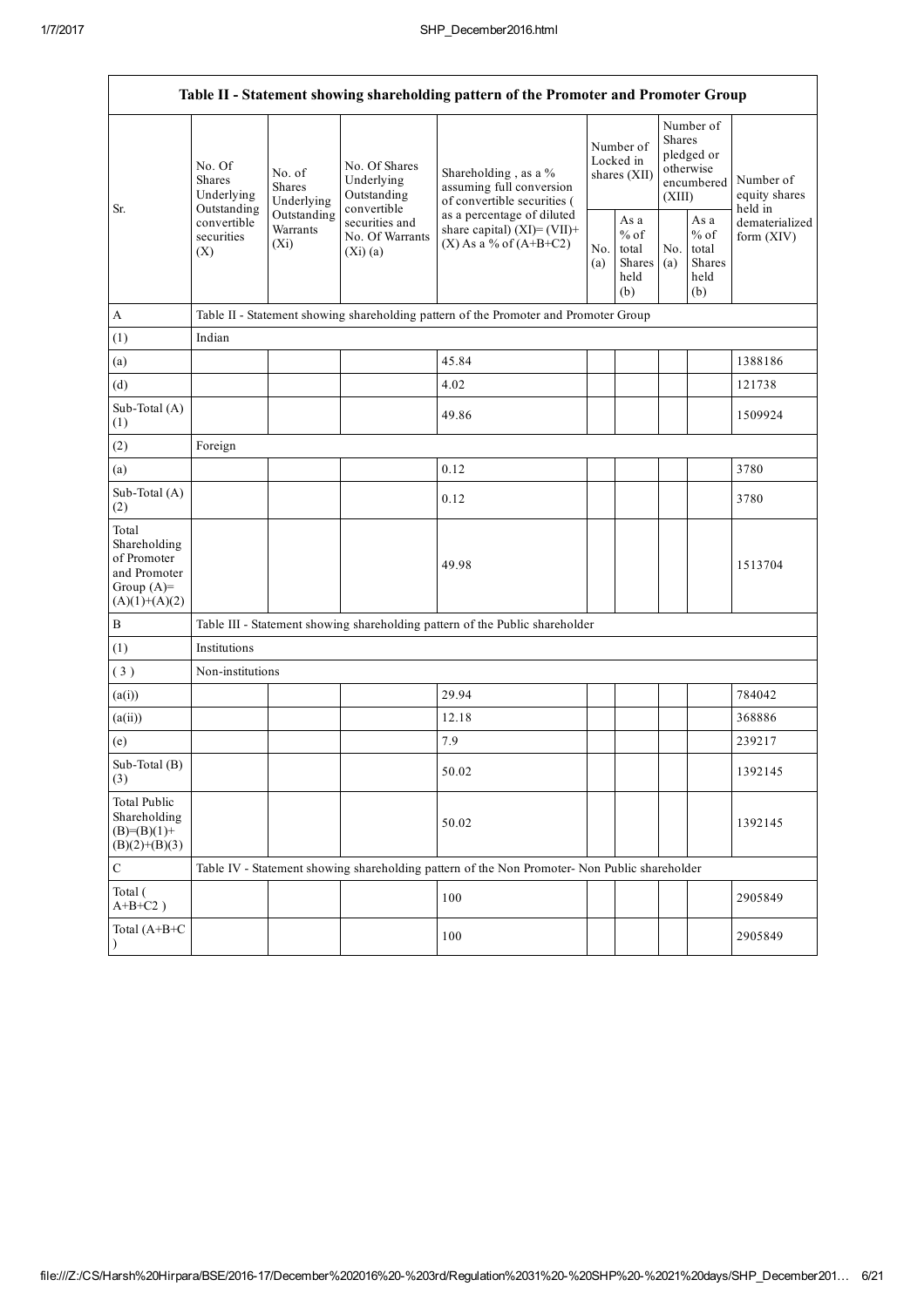| Table II - Statement showing shareholding pattern of the Promoter and Promoter Group | | | | | | | | | |
|---|---|---|---|---|---|---|---|---|---|
| Sr. | No. Of Shares Underlying Outstanding convertible securities (X) | No. of Shares Underlying Outstanding Warrants (Xi) | No. Of Shares Underlying Outstanding convertible securities and No. Of Warrants (Xi) (a) | Shareholding , as a % assuming full conversion of convertible securities ( as a percentage of diluted share capital) (XI)= (VII)+(X) As a % of (A+B+C2) | Number of Locked in shares (XII) | | Number of Shares pledged or otherwise encumbered (XIII) | | Number of equity shares held in dematerialized form (XIV) |
| | | | | | No. (a) | As a % of total Shares held (b) | No. (a) | As a % of total Shares held (b) | |
| A | Table II - Statement showing shareholding pattern of the Promoter and Promoter Group | | | | | | | | |
| (1) | Indian | | | | | | | | |
| (a) | | | | 45.84 | | | | | 1388186 |
| (d) | | | | 4.02 | | | | | 121738 |
| Sub-Total (A) (1) | | | | 49.86 | | | | | 1509924 |
| (2) | Foreign | | | | | | | | |
| (a) | | | | 0.12 | | | | | 3780 |
| Sub-Total (A) (2) | | | | 0.12 | | | | | 3780 |
| Total Shareholding of Promoter and Promoter Group (A)= (A)(1)+(A)(2) | | | | 49.98 | | | | | 1513704 |
| B | Table III - Statement showing shareholding pattern of the Public shareholder | | | | | | | | |
| (1) | Institutions | | | | | | | | |
| ( 3 ) | Non-institutions | | | | | | | | |
| (a(i)) | | | | 29.94 | | | | | 784042 |
| (a(ii)) | | | | 12.18 | | | | | 368886 |
| (e) | | | | 7.9 | | | | | 239217 |
| Sub-Total (B) (3) | | | | 50.02 | | | | | 1392145 |
| Total Public Shareholding (B)=(B)(1)+(B)(2)+(B)(3) | | | | 50.02 | | | | | 1392145 |
| C | Table IV - Statement showing shareholding pattern of the Non Promoter- Non Public shareholder | | | | | | | | |
| Total ( A+B+C2 ) | | | | 100 | | | | | 2905849 |
| Total (A+B+C ) | | | | 100 | | | | | 2905849 |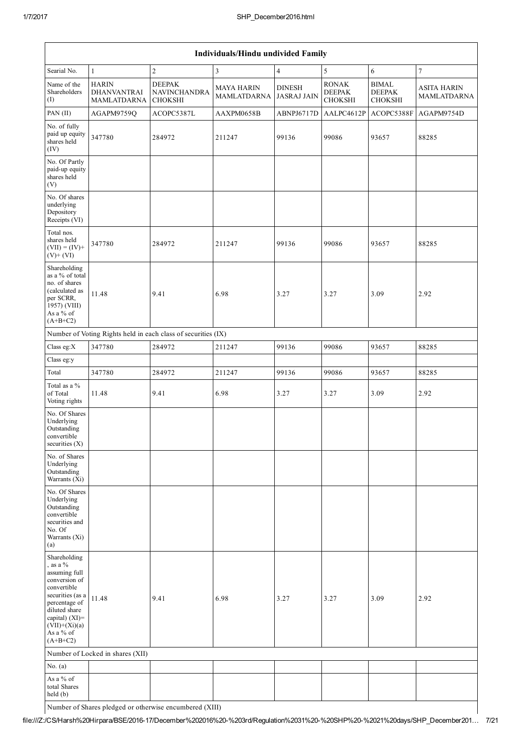| Individuals/Hindu undivided Family | | | | | | | |
|---|---|---|---|---|---|---|---|
| Searial No. | 1 | 2 | 3 | 4 | 5 | 6 | 7 |
| Name of the Shareholders (I) | HARIN DHANVANTRAI MAMLATDARNA | DEEPAK NAVINCHANDRA CHOKSHI | MAYA HARIN MAMLATDARNA | DINESH JASRAJ JAIN | RONAK DEEPAK CHOKSHI | BIMAL DEEPAK CHOKSHI | ASITA HARIN MAMLATDARNA |
| PAN (II) | AGAPM9759Q | ACOPC5387L | AAXPM0658B | ABNPJ6717D | AALPC4612P | ACOPC5388F | AGAPM9754D |
| No. of fully paid up equity shares held (IV) | 347780 | 284972 | 211247 | 99136 | 99086 | 93657 | 88285 |
| No. Of Partly paid-up equity shares held (V) | | | | | | | |
| No. Of shares underlying Depository Receipts (VI) | | | | | | | |
| Total nos. shares held (VII) = (IV)+ (V)+ (VI) | 347780 | 284972 | 211247 | 99136 | 99086 | 93657 | 88285 |
| Shareholding as a % of total no. of shares (calculated as per SCRR, 1957) (VIII) As a % of (A+B+C2) | 11.48 | 9.41 | 6.98 | 3.27 | 3.27 | 3.09 | 2.92 |
| Number of Voting Rights held in each class of securities (IX) | | | | | | | |
| Class eg:X | 347780 | 284972 | 211247 | 99136 | 99086 | 93657 | 88285 |
| Class eg:y | | | | | | | |
| Total | 347780 | 284972 | 211247 | 99136 | 99086 | 93657 | 88285 |
| Total as a % of Total Voting rights | 11.48 | 9.41 | 6.98 | 3.27 | 3.27 | 3.09 | 2.92 |
| No. Of Shares Underlying Outstanding convertible securities (X) | | | | | | | |
| No. of Shares Underlying Outstanding Warrants (Xi) | | | | | | | |
| No. Of Shares Underlying Outstanding convertible securities and No. Of Warrants (Xi) (a) | | | | | | | |
| Shareholding , as a % assuming full conversion of convertible securities (as a percentage of diluted share capital) (XI)= (VII)+(Xi)(a) As a % of (A+B+C2) | 11.48 | 9.41 | 6.98 | 3.27 | 3.27 | 3.09 | 2.92 |
| Number of Locked in shares (XII) | | | | | | | |
| No. (a) | | | | | | | |
| As a % of total Shares held (b) | | | | | | | |
| Number of Shares pledged or otherwise encumbered (XIII) | | | | | | | |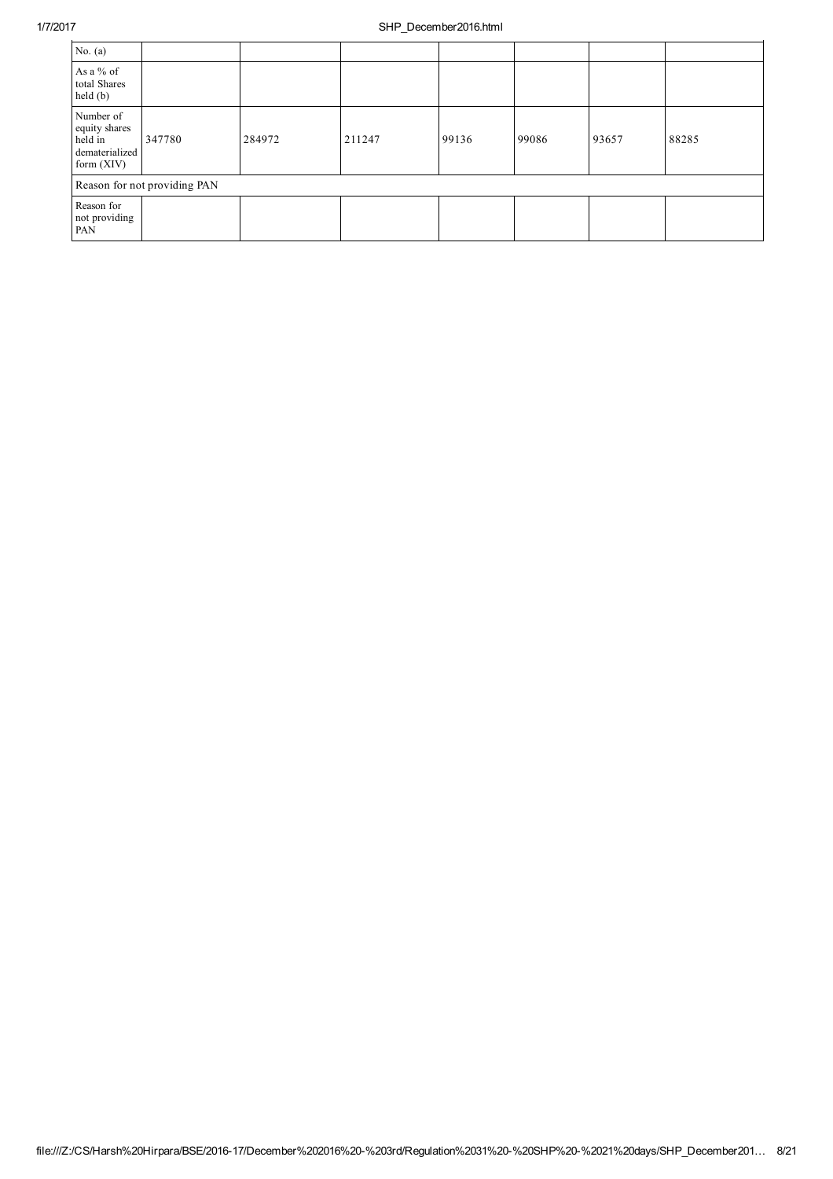| No. (a) | | | | | | | |
|---|---|---|---|---|---|---|---|
| As a % of total Shares held (b) | | | | | | | |
| Number of equity shares held in dematerialized form (XIV) | 347780 | 284972 | 211247 | 99136 | 99086 | 93657 | 88285 |
| Reason for not providing PAN | | | | | | | |
| Reason for not providing PAN | | | | | | | |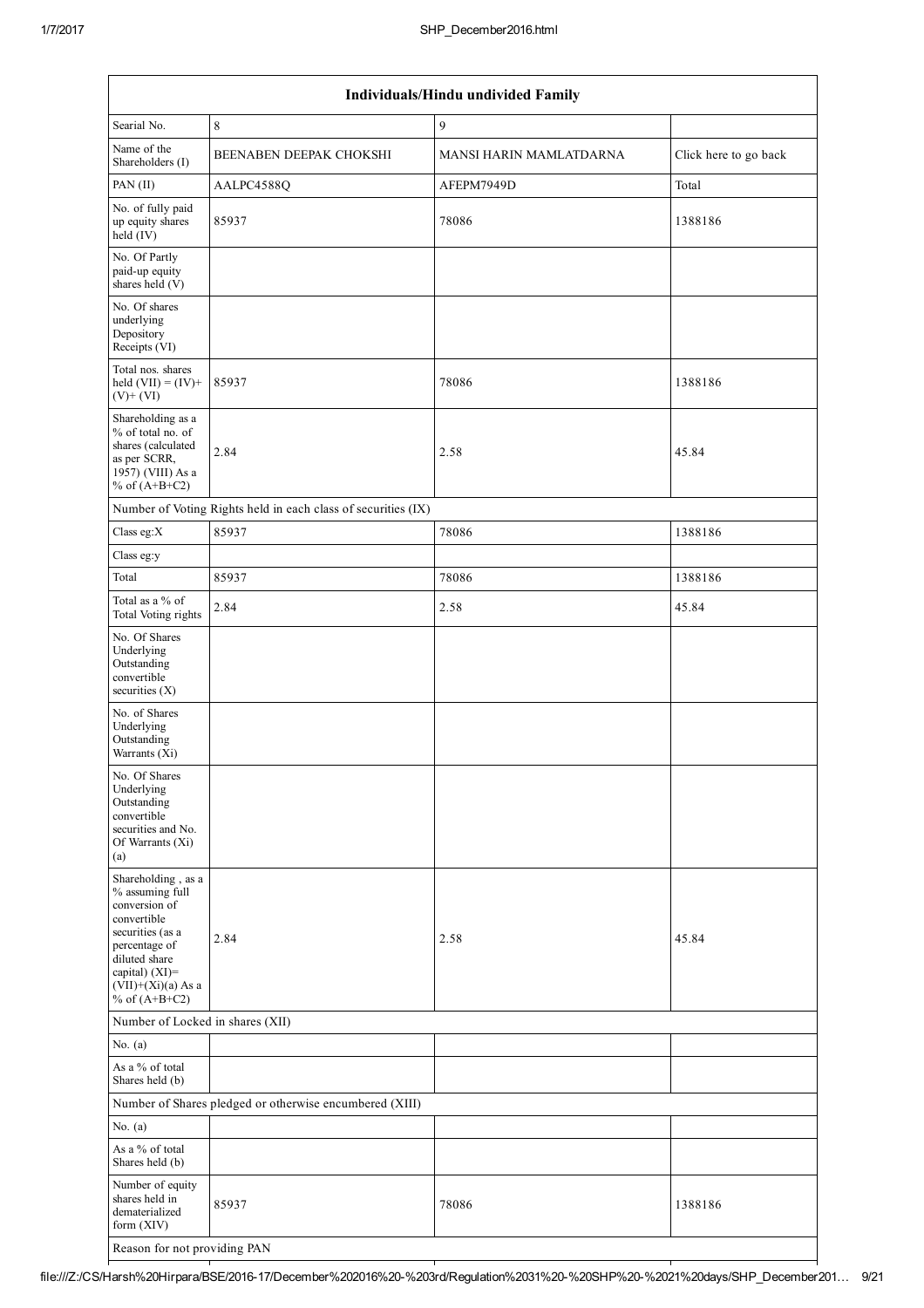| Individuals/Hindu undivided Family | | | |
|---|---|---|---|
| Searial No. | 8 | 9 | |
| Name of the Shareholders (I) | BEENABEN DEEPAK CHOKSHI | MANSI HARIN MAMLATDARNA | Click here to go back |
| PAN (II) | AALPC4588Q | AFEPM7949D | Total |
| No. of fully paid up equity shares held (IV) | 85937 | 78086 | 1388186 |
| No. Of Partly paid-up equity shares held (V) | | | |
| No. Of shares underlying Depository Receipts (VI) | | | |
| Total nos. shares held (VII) = (IV)+ (V)+ (VI) | 85937 | 78086 | 1388186 |
| Shareholding as a % of total no. of shares (calculated as per SCRR, 1957) (VIII) As a % of (A+B+C2) | 2.84 | 2.58 | 45.84 |
| Number of Voting Rights held in each class of securities (IX) | | | |
| Class eg:X | 85937 | 78086 | 1388186 |
| Class eg:y | | | |
| Total | 85937 | 78086 | 1388186 |
| Total as a % of Total Voting rights | 2.84 | 2.58 | 45.84 |
| No. Of Shares Underlying Outstanding convertible securities (X) | | | |
| No. of Shares Underlying Outstanding Warrants (Xi) | | | |
| No. Of Shares Underlying Outstanding convertible securities and No. Of Warrants (Xi) (a) | | | |
| Shareholding , as a % assuming full conversion of convertible securities (as a percentage of diluted share capital) (XI)= (VII)+(Xi)(a) As a % of (A+B+C2) | 2.84 | 2.58 | 45.84 |
| Number of Locked in shares (XII) | | | |
| No. (a) | | | |
| As a % of total Shares held (b) | | | |
| Number of Shares pledged or otherwise encumbered (XIII) | | | |
| No. (a) | | | |
| As a % of total Shares held (b) | | | |
| Number of equity shares held in dematerialized form (XIV) | 85937 | 78086 | 1388186 |
| Reason for not providing PAN | | | |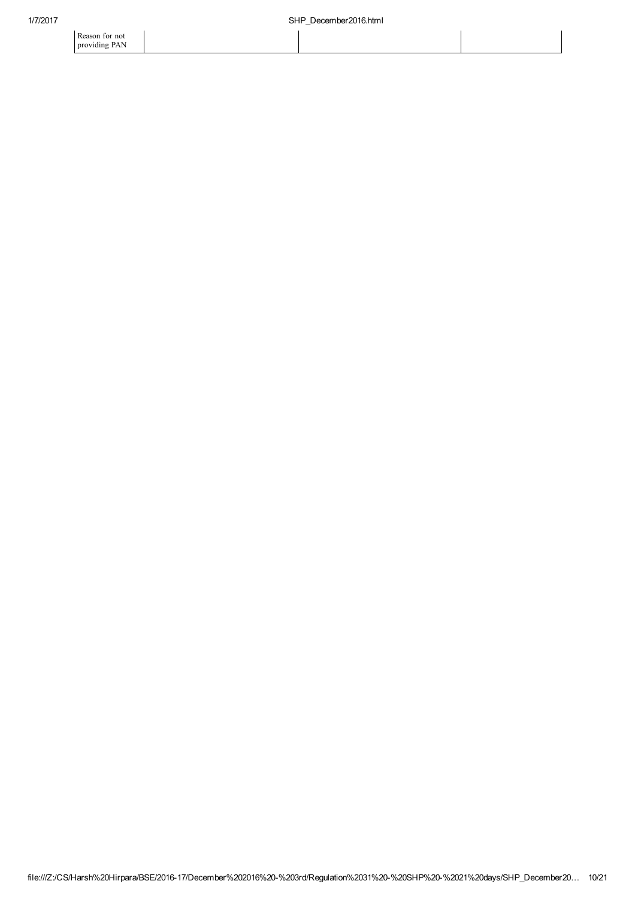| Reason for not providing PAN | | | |
| --- | --- | --- | --- |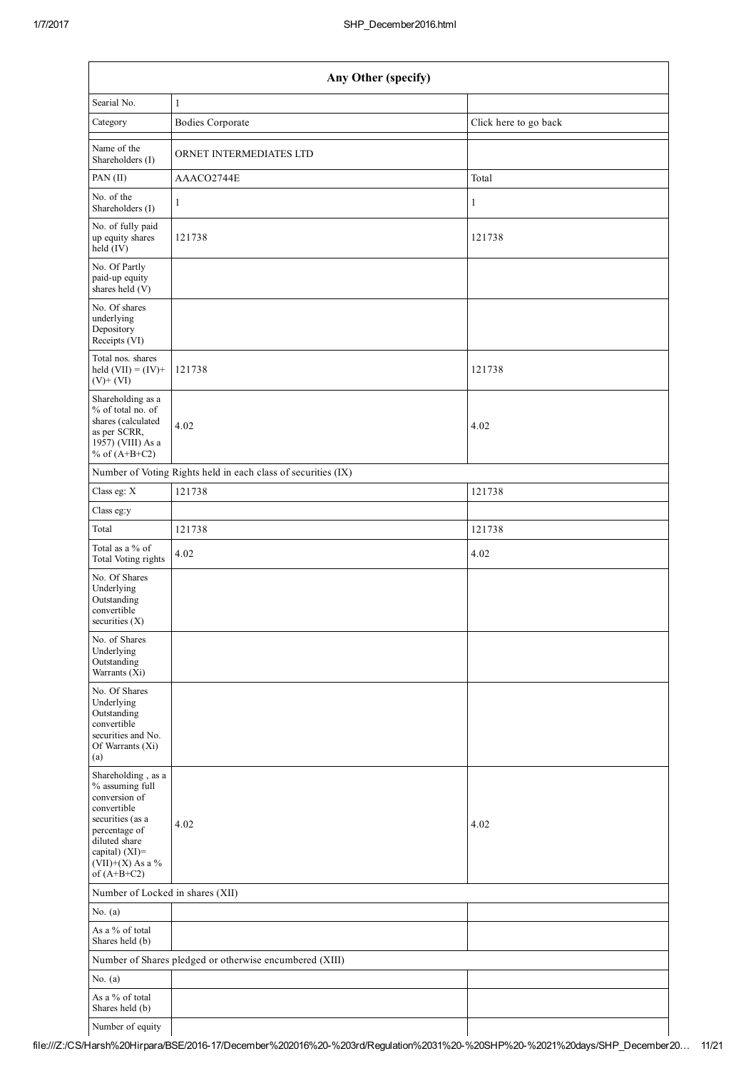| Any Other (specify) | | |
|---|---|---|
| Searial No. | 1 | |
| Category | Bodies Corporate | Click here to go back |
| Name of the Shareholders (I) | ORNET INTERMEDIATES LTD | |
| PAN (II) | AAACO2744E | Total |
| No. of the Shareholders (I) | 1 | 1 |
| No. of fully paid up equity shares held (IV) | 121738 | 121738 |
| No. Of Partly paid-up equity shares held (V) | | |
| No. Of shares underlying Depository Receipts (VI) | | |
| Total nos. shares held (VII) = (IV)+ (V)+ (VI) | 121738 | 121738 |
| Shareholding as a % of total no. of shares (calculated as per SCRR, 1957) (VIII) As a % of (A+B+C2) | 4.02 | 4.02 |
| Number of Voting Rights held in each class of securities (IX) | | |
| Class eg: X | 121738 | 121738 |
| Class eg:y | | |
| Total | 121738 | 121738 |
| Total as a % of Total Voting rights | 4.02 | 4.02 |
| No. Of Shares Underlying Outstanding convertible securities (X) | | |
| No. of Shares Underlying Outstanding Warrants (Xi) | | |
| No. Of Shares Underlying Outstanding convertible securities and No. Of Warrants (Xi) (a) | | |
| Shareholding , as a % assuming full conversion of convertible securities (as a percentage of diluted share capital) (XI)= (VII)+(X) As a % of (A+B+C2) | 4.02 | 4.02 |
| Number of Locked in shares (XII) | | |
| No. (a) | | |
| As a % of total Shares held (b) | | |
| Number of Shares pledged or otherwise encumbered (XIII) | | |
| No. (a) | | |
| As a % of total Shares held (b) | | |
| Number of equity | | |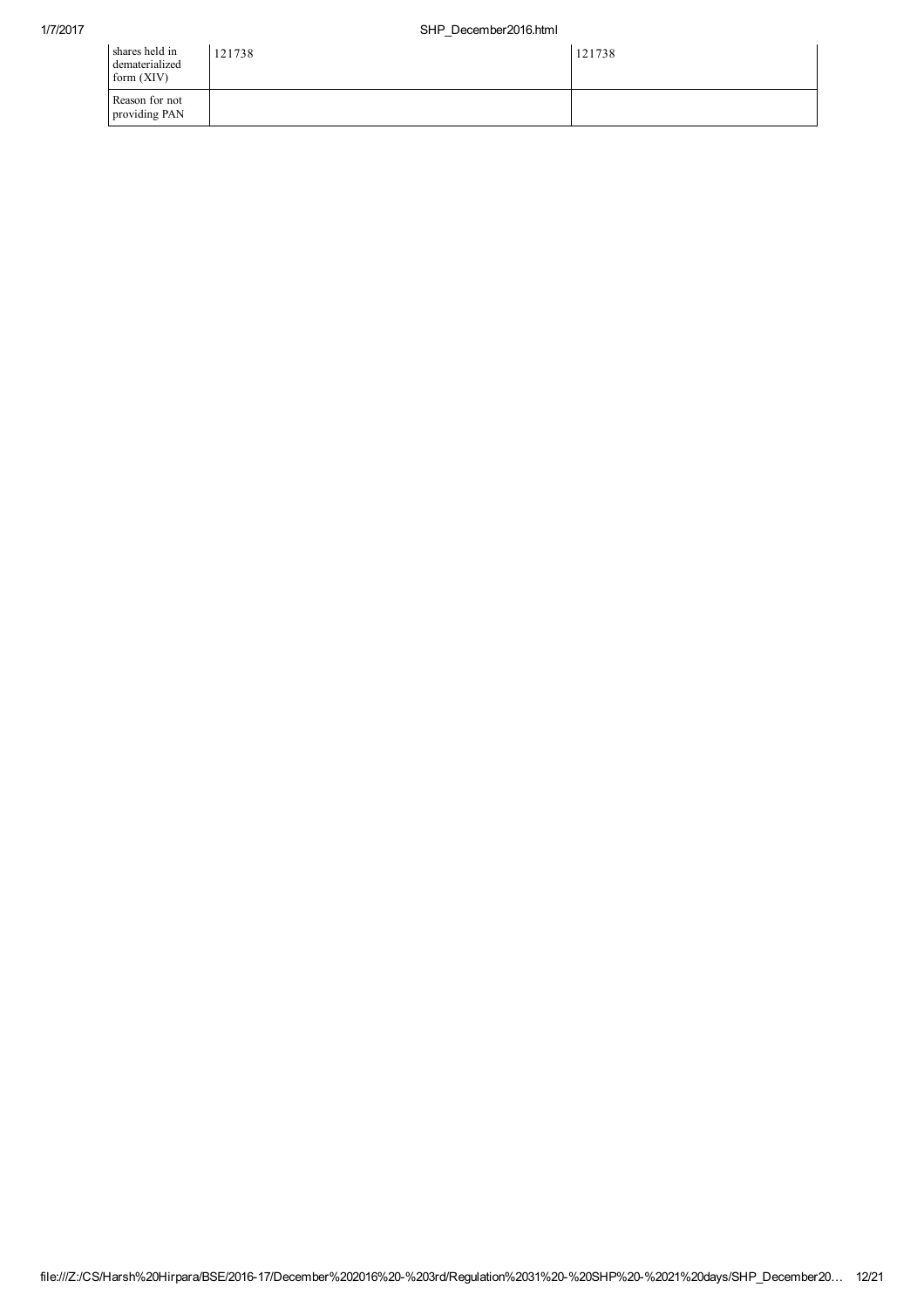| | | |
|---|---|---|
| Number of equity shares held in dematerialized form (XIV) | 121738 | 121738 |
| Reason for not providing PAN | | |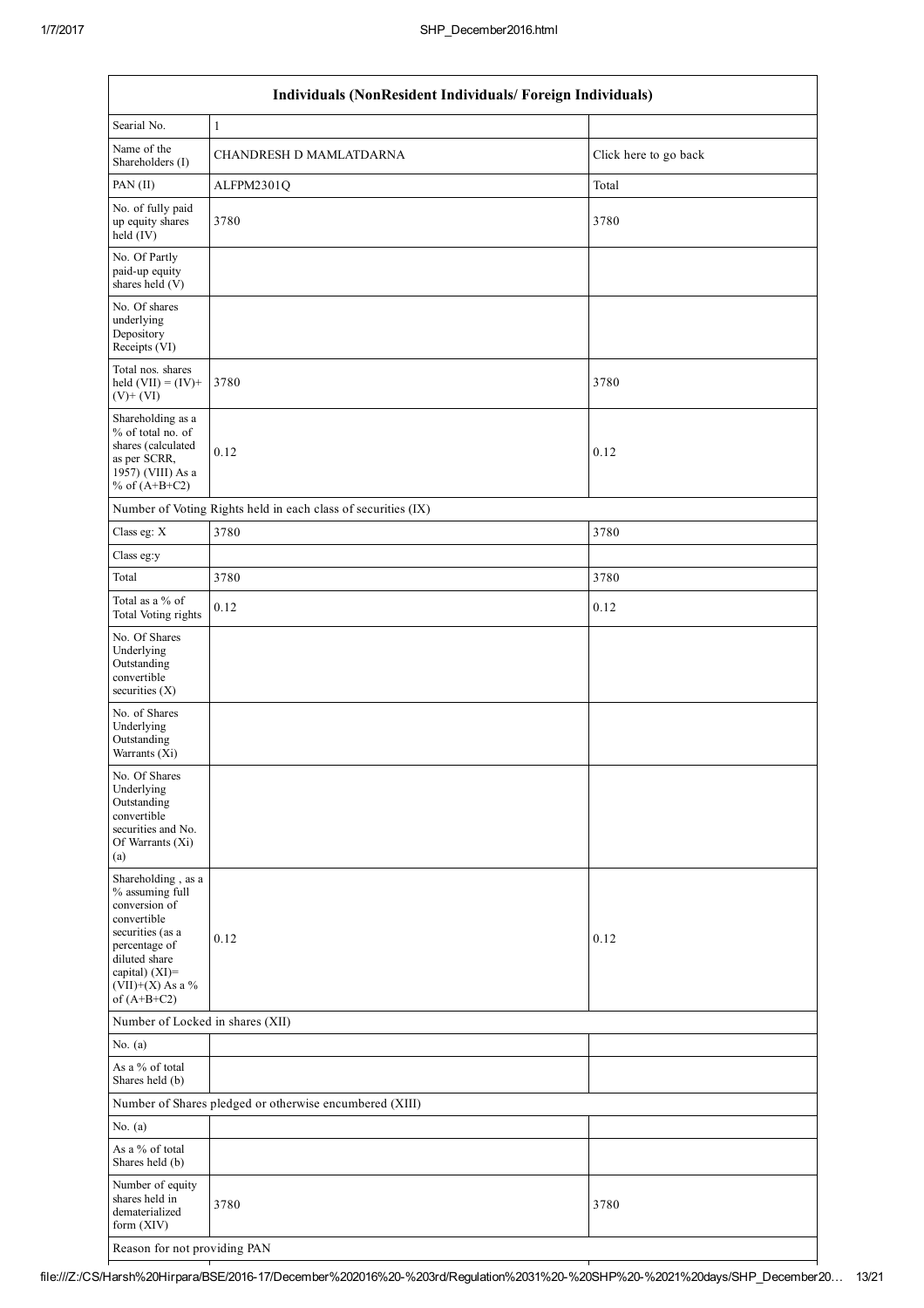| Individuals (NonResident Individuals/ Foreign Individuals) | | |
|---|---|---|
| Searial No. | 1 | |
| Name of the Shareholders (I) | CHANDRESH D MAMLATDARNA | Click here to go back |
| PAN (II) | ALFPM2301Q | Total |
| No. of fully paid up equity shares held (IV) | 3780 | 3780 |
| No. Of Partly paid-up equity shares held (V) | | |
| No. Of shares underlying Depository Receipts (VI) | | |
| Total nos. shares held (VII) = (IV)+(V)+ (VI) | 3780 | 3780 |
| Shareholding as a % of total no. of shares (calculated as per SCRR, 1957) (VIII) As a % of (A+B+C2) | 0.12 | 0.12 |
| Number of Voting Rights held in each class of securities (IX) | | |
| Class eg: X | 3780 | 3780 |
| Class eg:y | | |
| Total | 3780 | 3780 |
| Total as a % of Total Voting rights | 0.12 | 0.12 |
| No. Of Shares Underlying Outstanding convertible securities (X) | | |
| No. of Shares Underlying Outstanding Warrants (Xi) | | |
| No. Of Shares Underlying Outstanding convertible securities and No. Of Warrants (Xi) (a) | | |
| Shareholding , as a % assuming full conversion of convertible securities (as a percentage of diluted share capital) (XI)= (VII)+(X) As a % of (A+B+C2) | 0.12 | 0.12 |
| Number of Locked in shares (XII) | | |
| No. (a) | | |
| As a % of total Shares held (b) | | |
| Number of Shares pledged or otherwise encumbered (XIII) | | |
| No. (a) | | |
| As a % of total Shares held (b) | | |
| Number of equity shares held in dematerialized form (XIV) | 3780 | 3780 |
| Reason for not providing PAN | | |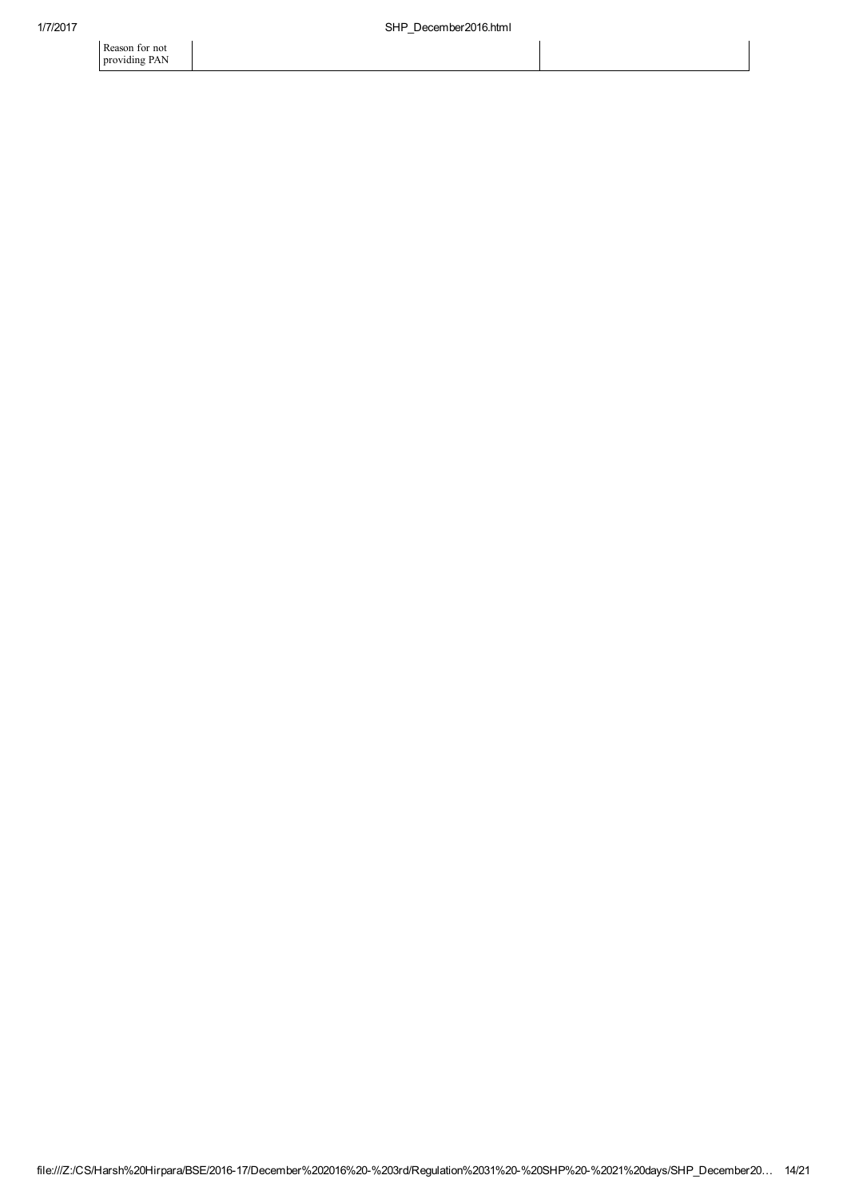| Reason for not providing PAN | | |
|---|---|---|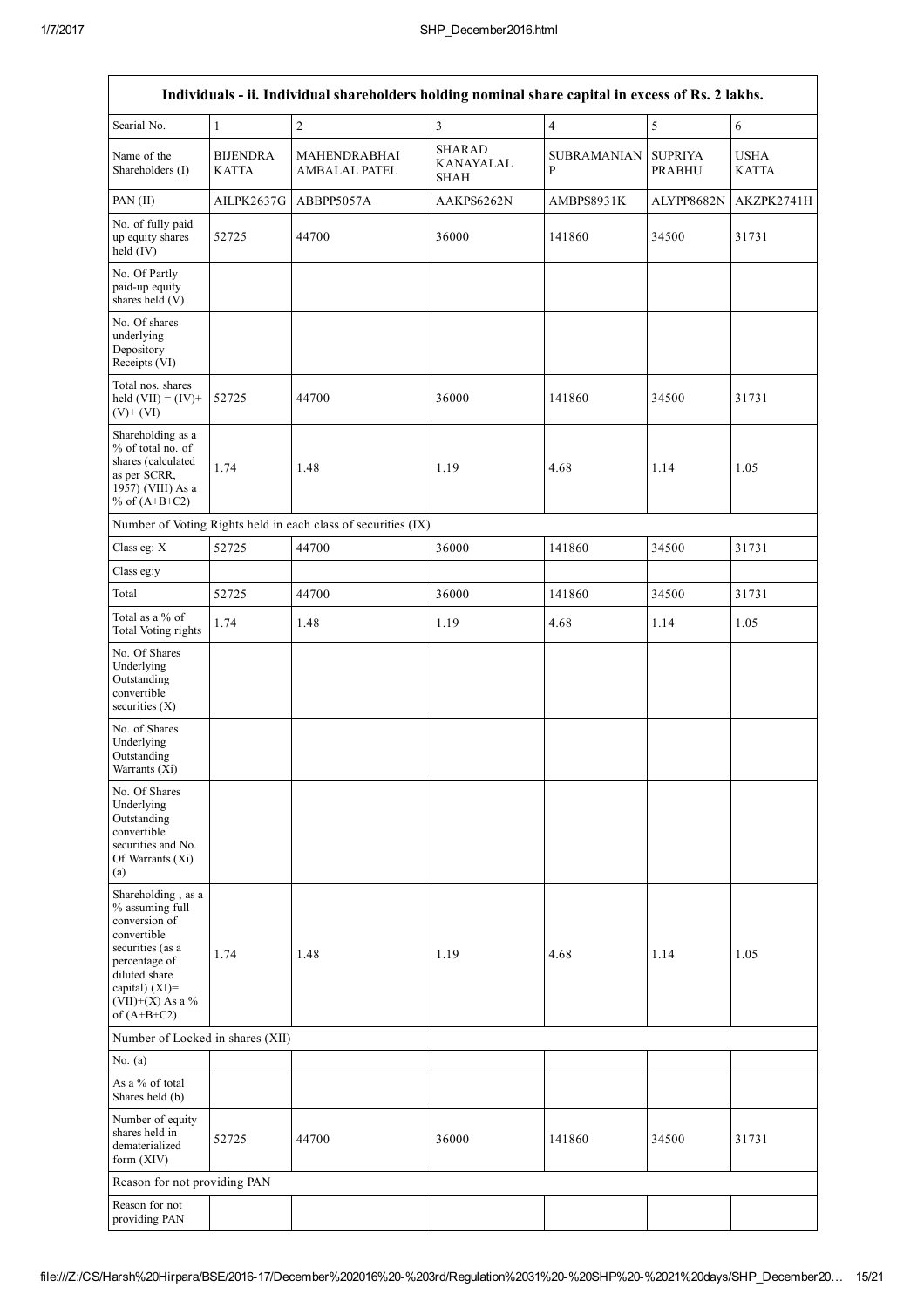| Individuals - ii. Individual shareholders holding nominal share capital in excess of Rs. 2 lakhs. | | | | | | |
|---|---|---|---|---|---|---|
| Searial No. | 1 | 2 | 3 | 4 | 5 | 6 |
| Name of the Shareholders (I) | BIJENDRA KATTA | MAHENDRABHAI AMBALAL PATEL | SHARAD KANAYALAL SHAH | SUBRAMANIAN P | SUPRIYA PRABHU | USHA KATTA |
| PAN (II) | AILPK2637G | ABBPP5057A | AAKPS6262N | AMBPS8931K | ALYPP8682N | AKZPK2741H |
| No. of fully paid up equity shares held (IV) | 52725 | 44700 | 36000 | 141860 | 34500 | 31731 |
| No. Of Partly paid-up equity shares held (V) | | | | | | |
| No. Of shares underlying Depository Receipts (VI) | | | | | | |
| Total nos. shares held (VII) = (IV)+ (V)+ (VI) | 52725 | 44700 | 36000 | 141860 | 34500 | 31731 |
| Shareholding as a % of total no. of shares (calculated as per SCRR, 1957) (VIII) As a % of (A+B+C2) | 1.74 | 1.48 | 1.19 | 4.68 | 1.14 | 1.05 |
| Number of Voting Rights held in each class of securities (IX) | | | | | | |
| Class eg: X | 52725 | 44700 | 36000 | 141860 | 34500 | 31731 |
| Class eg:y | | | | | | |
| Total | 52725 | 44700 | 36000 | 141860 | 34500 | 31731 |
| Total as a % of Total Voting rights | 1.74 | 1.48 | 1.19 | 4.68 | 1.14 | 1.05 |
| No. Of Shares Underlying Outstanding convertible securities (X) | | | | | | |
| No. of Shares Underlying Outstanding Warrants (Xi) | | | | | | |
| No. Of Shares Underlying Outstanding convertible securities and No. Of Warrants (Xi) (a) | | | | | | |
| Shareholding , as a % assuming full conversion of convertible securities (as a percentage of diluted share capital) (XI)= (VII)+(X) As a % of (A+B+C2) | 1.74 | 1.48 | 1.19 | 4.68 | 1.14 | 1.05 |
| Number of Locked in shares (XII) | | | | | | |
| No. (a) | | | | | | |
| As a % of total Shares held (b) | | | | | | |
| Number of equity shares held in dematerialized form (XIV) | 52725 | 44700 | 36000 | 141860 | 34500 | 31731 |
| Reason for not providing PAN | | | | | | |
| Reason for not providing PAN | | | | | | |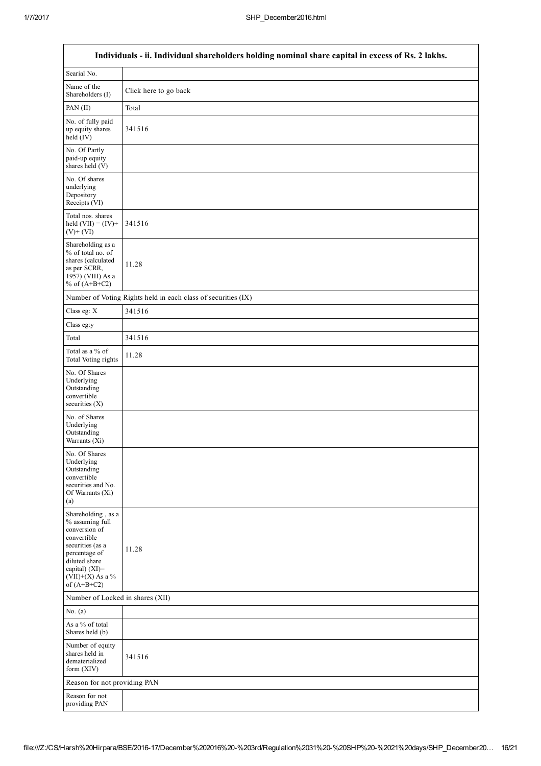| Individuals - ii. Individual shareholders holding nominal share capital in excess of Rs. 2 lakhs. | |
|---|---|
| Searial No. | |
| Name of the Shareholders (I) | Click here to go back |
| PAN (II) | Total |
| No. of fully paid up equity shares held (IV) | 341516 |
| No. Of Partly paid-up equity shares held (V) | |
| No. Of shares underlying Depository Receipts (VI) | |
| Total nos. shares held (VII) = (IV)+ (V)+ (VI) | 341516 |
| Shareholding as a % of total no. of shares (calculated as per SCRR, 1957) (VIII) As a % of (A+B+C2) | 11.28 |
| Number of Voting Rights held in each class of securities (IX) | |
| Class eg: X | 341516 |
| Class eg:y | |
| Total | 341516 |
| Total as a % of Total Voting rights | 11.28 |
| No. Of Shares Underlying Outstanding convertible securities (X) | |
| No. of Shares Underlying Outstanding Warrants (Xi) | |
| No. Of Shares Underlying Outstanding convertible securities and No. Of Warrants (Xi) (a) | |
| Shareholding , as a % assuming full conversion of convertible securities (as a percentage of diluted share capital) (XI)= (VII)+(X) As a % of (A+B+C2) | 11.28 |
| Number of Locked in shares (XII) | |
| No. (a) | |
| As a % of total Shares held (b) | |
| Number of equity shares held in dematerialized form (XIV) | 341516 |
| Reason for not providing PAN | |
| Reason for not providing PAN | |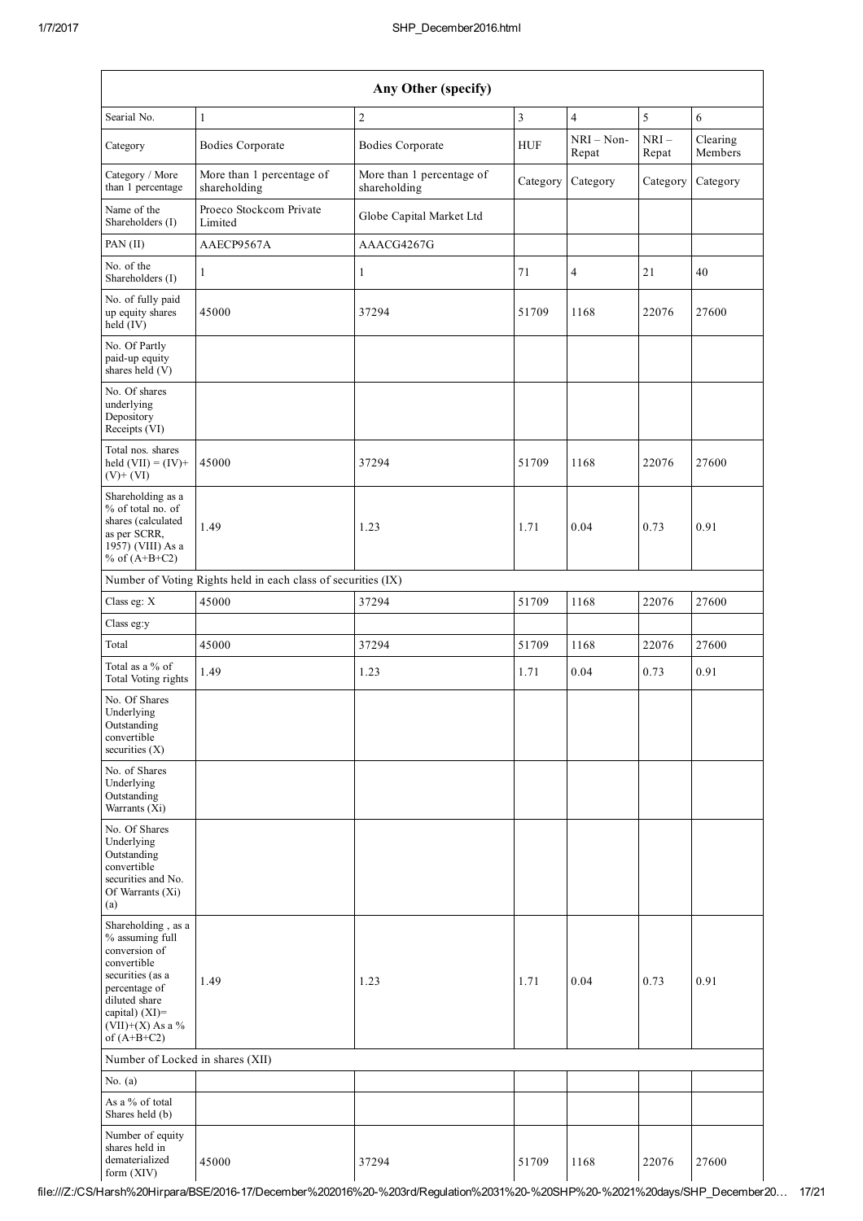| Any Other (specify) | | | | | | |
|---|---|---|---|---|---|---|
| Searial No. | 1 | 2 | 3 | 4 | 5 | 6 |
| Category | Bodies Corporate | Bodies Corporate | HUF | NRI – Non-Repat | NRI – Repat | Clearing Members |
| Category / More than 1 percentage | More than 1 percentage of shareholding | More than 1 percentage of shareholding | Category | Category | Category | Category |
| Name of the Shareholders (I) | Proeco Stockcom Private Limited | Globe Capital Market Ltd | | | | |
| PAN (II) | AAECP9567A | AAACG4267G | | | | |
| No. of the Shareholders (I) | 1 | 1 | 71 | 4 | 21 | 40 |
| No. of fully paid up equity shares held (IV) | 45000 | 37294 | 51709 | 1168 | 22076 | 27600 |
| No. Of Partly paid-up equity shares held (V) | | | | | | |
| No. Of shares underlying Depository Receipts (VI) | | | | | | |
| Total nos. shares held (VII) = (IV)+(V)+ (VI) | 45000 | 37294 | 51709 | 1168 | 22076 | 27600 |
| Shareholding as a % of total no. of shares (calculated as per SCRR, 1957) (VIII) As a % of (A+B+C2) | 1.49 | 1.23 | 1.71 | 0.04 | 0.73 | 0.91 |
| Number of Voting Rights held in each class of securities (IX) | | | | | | |
| Class eg: X | 45000 | 37294 | 51709 | 1168 | 22076 | 27600 |
| Class eg:y | | | | | | |
| Total | 45000 | 37294 | 51709 | 1168 | 22076 | 27600 |
| Total as a % of Total Voting rights | 1.49 | 1.23 | 1.71 | 0.04 | 0.73 | 0.91 |
| No. Of Shares Underlying Outstanding convertible securities (X) | | | | | | |
| No. of Shares Underlying Outstanding Warrants (Xi) | | | | | | |
| No. Of Shares Underlying Outstanding convertible securities and No. Of Warrants (Xi) (a) | | | | | | |
| Shareholding , as a % assuming full conversion of convertible securities (as a percentage of diluted share capital) (XI)= (VII)+(X) As a % of (A+B+C2) | 1.49 | 1.23 | 1.71 | 0.04 | 0.73 | 0.91 |
| Number of Locked in shares (XII) | | | | | | |
| No. (a) | | | | | | |
| As a % of total Shares held (b) | | | | | | |
| Number of equity shares held in dematerialized form (XIV) | 45000 | 37294 | 51709 | 1168 | 22076 | 27600 |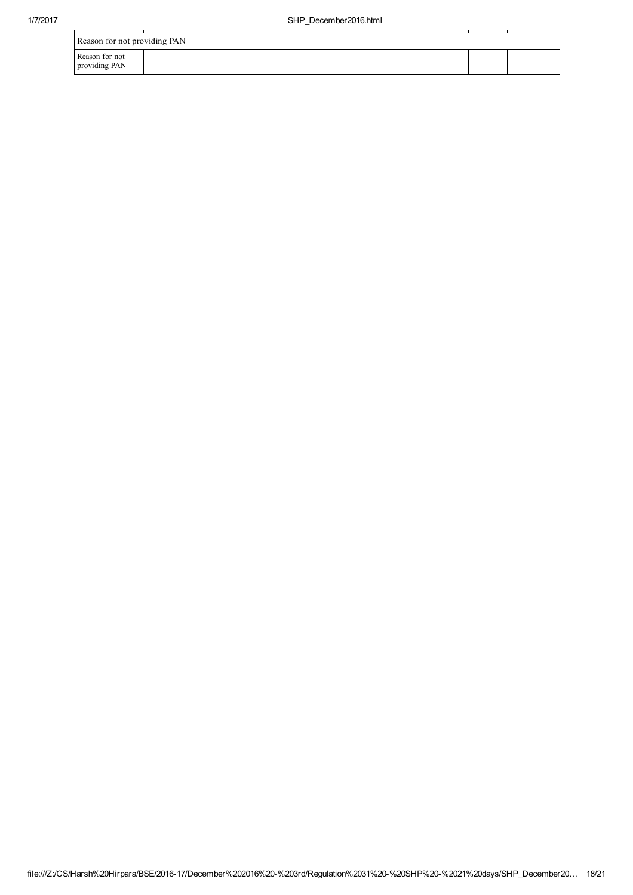| Reason for not providing PAN | | | | | | |
|---|---|---|---|---|---|---|
| Reason for not providing PAN | | | | | | |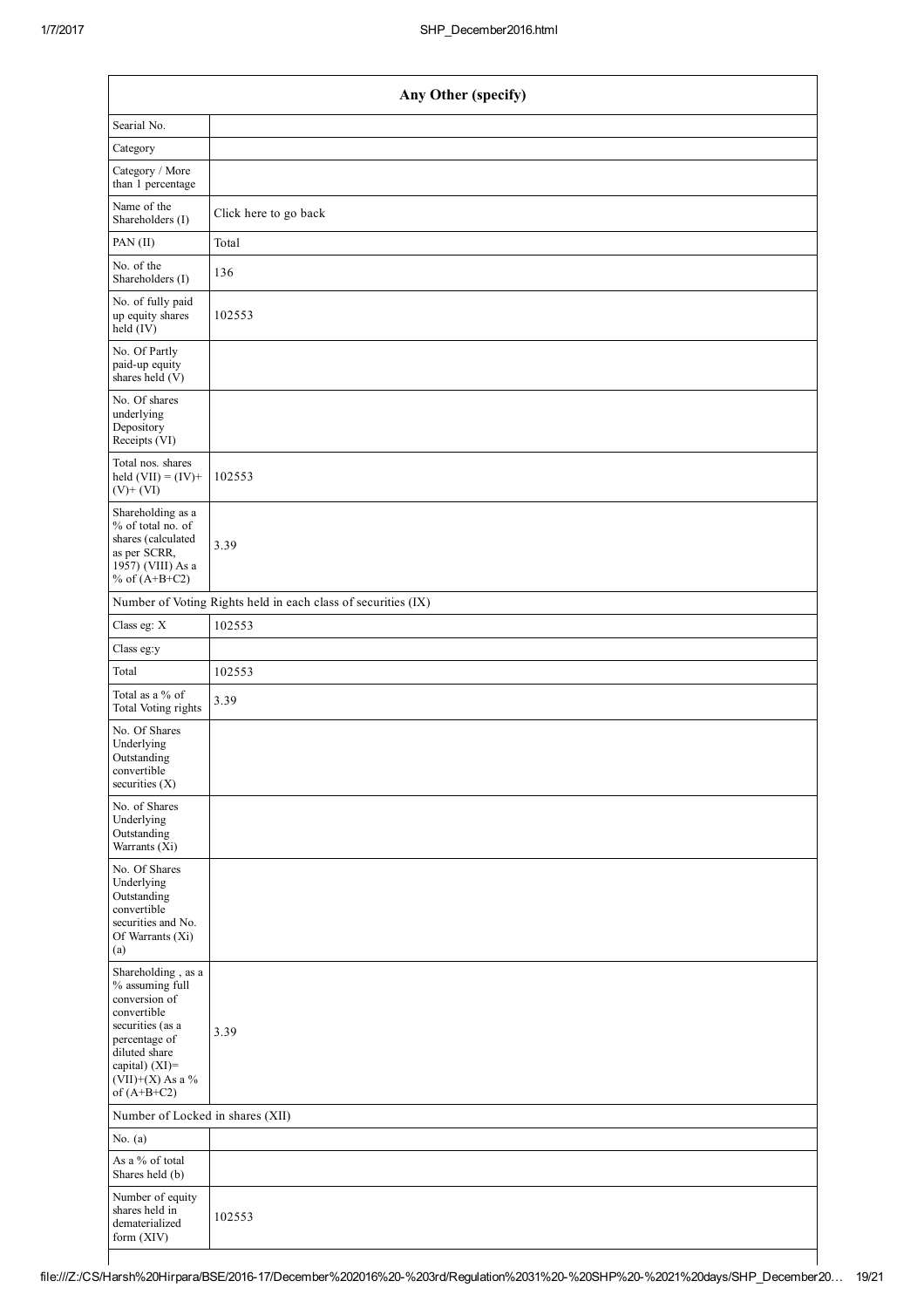| Any Other (specify) | |
|---|---|
| Searial No. | |
| Category | |
| Category / More than 1 percentage | |
| Name of the Shareholders (I) | Click here to go back |
| PAN (II) | Total |
| No. of the Shareholders (I) | 136 |
| No. of fully paid up equity shares held (IV) | 102553 |
| No. Of Partly paid-up equity shares held (V) | |
| No. Of shares underlying Depository Receipts (VI) | |
| Total nos. shares held (VII) = (IV)+ (V)+ (VI) | 102553 |
| Shareholding as a % of total no. of shares (calculated as per SCRR, 1957) (VIII) As a % of (A+B+C2) | 3.39 |
| Number of Voting Rights held in each class of securities (IX) | |
| Class eg: X | 102553 |
| Class eg:y | |
| Total | 102553 |
| Total as a % of Total Voting rights | 3.39 |
| No. Of Shares Underlying Outstanding convertible securities (X) | |
| No. of Shares Underlying Outstanding Warrants (Xi) | |
| No. Of Shares Underlying Outstanding convertible securities and No. Of Warrants (Xi) (a) | |
| Shareholding , as a % assuming full conversion of convertible securities (as a percentage of diluted share capital) (XI)= (VII)+(X) As a % of (A+B+C2) | 3.39 |
| Number of Locked in shares (XII) | |
| No. (a) | |
| As a % of total Shares held (b) | |
| Number of equity shares held in dematerialized form (XIV) | 102553 |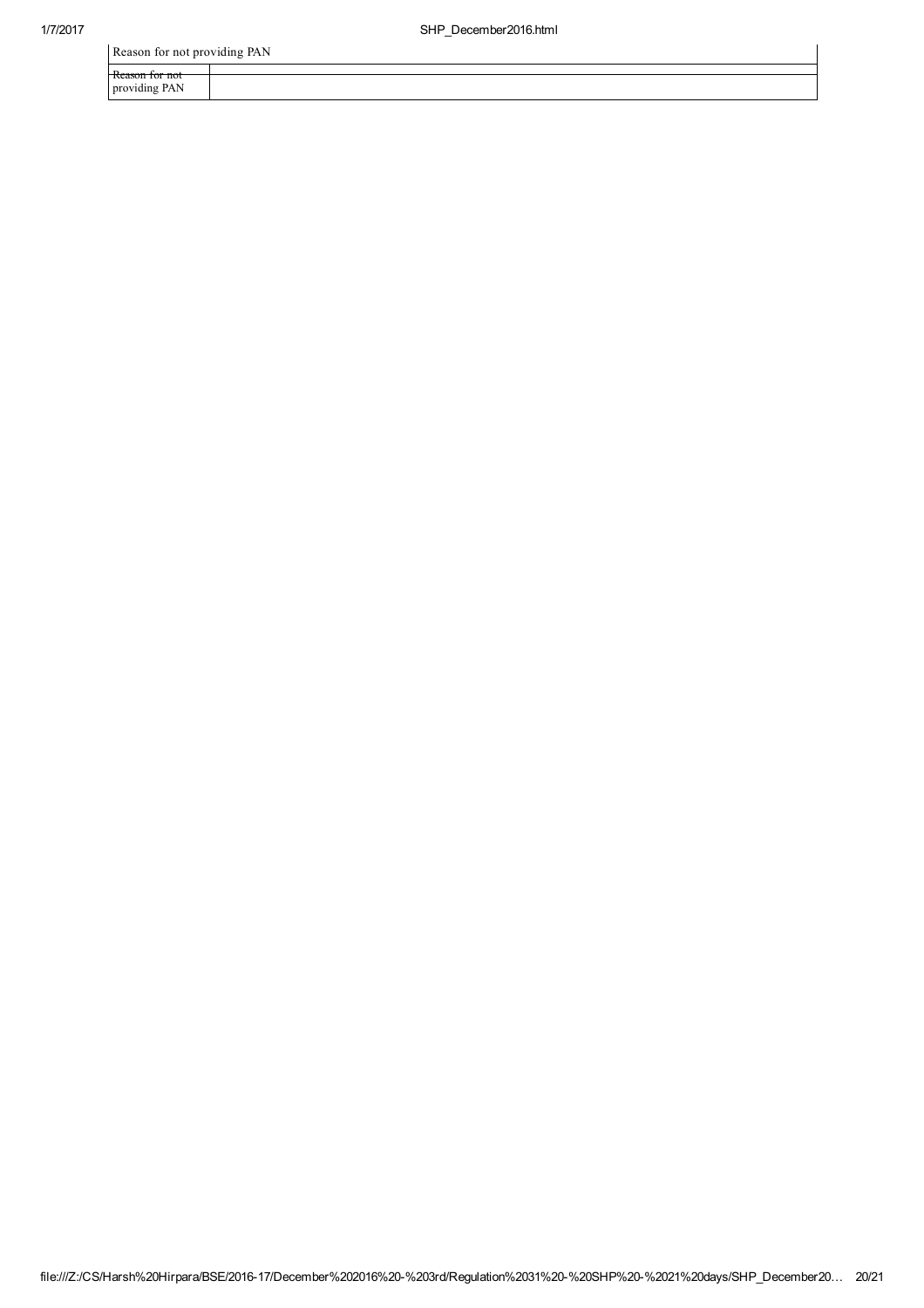| Reason for not providing PAN | |
|---|---|
| Reason for not providing PAN | |